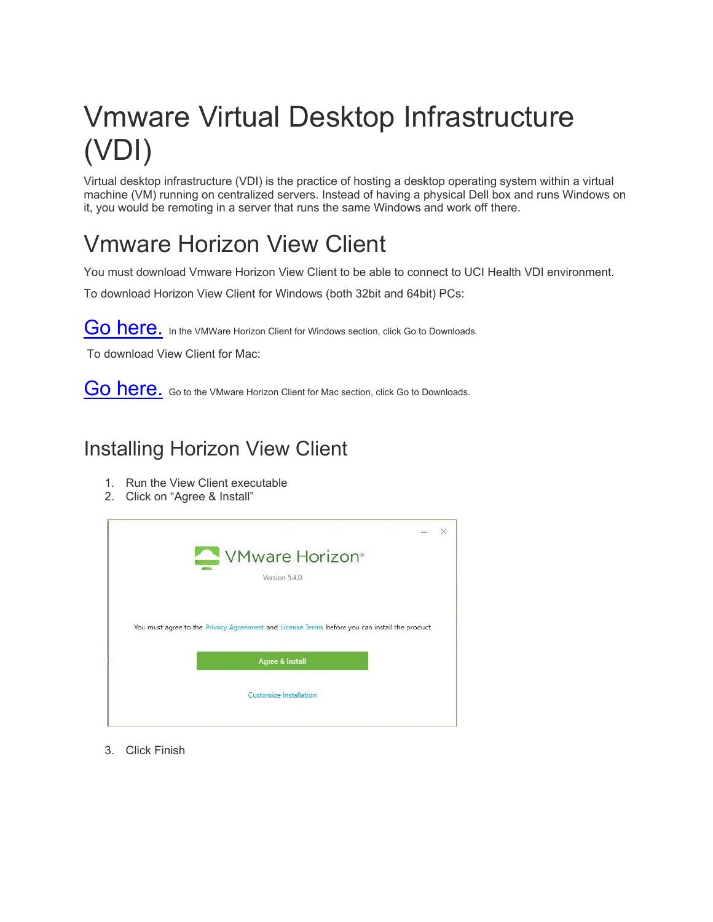# Vmware Virtual Desktop Infrastructure (VDI)

Virtual desktop infrastructure (VDI) is the practice of hosting a desktop operating system within a virtual machine (VM) running on centralized servers. Instead of having a physical Dell box and runs Windows on it, you would be remoting in a server that runs the same Windows and work off there.

## Vmware Horizon View Client

You must download Vmware Horizon View Client to be able to connect to UCI Health VDI environment.

To download Horizon View Client for Windows (both 32bit and 64bit) PCs:

Go here. In the VMWare Horizon Client for Windows section, click Go to Downloads.

To download View Client for Mac:

Go here. Go to the VMware Horizon Client for Mac section, click Go to Downloads.

### Installing Horizon View Client

1. Run the View Client executable
2. Click on "Agree & Install"

VMware Horizon®
Version 5.4.0

You must agree to the Privacy Agreement and License Terms before you can install the product

Agree & Install

Customize Installation

3. Click Finish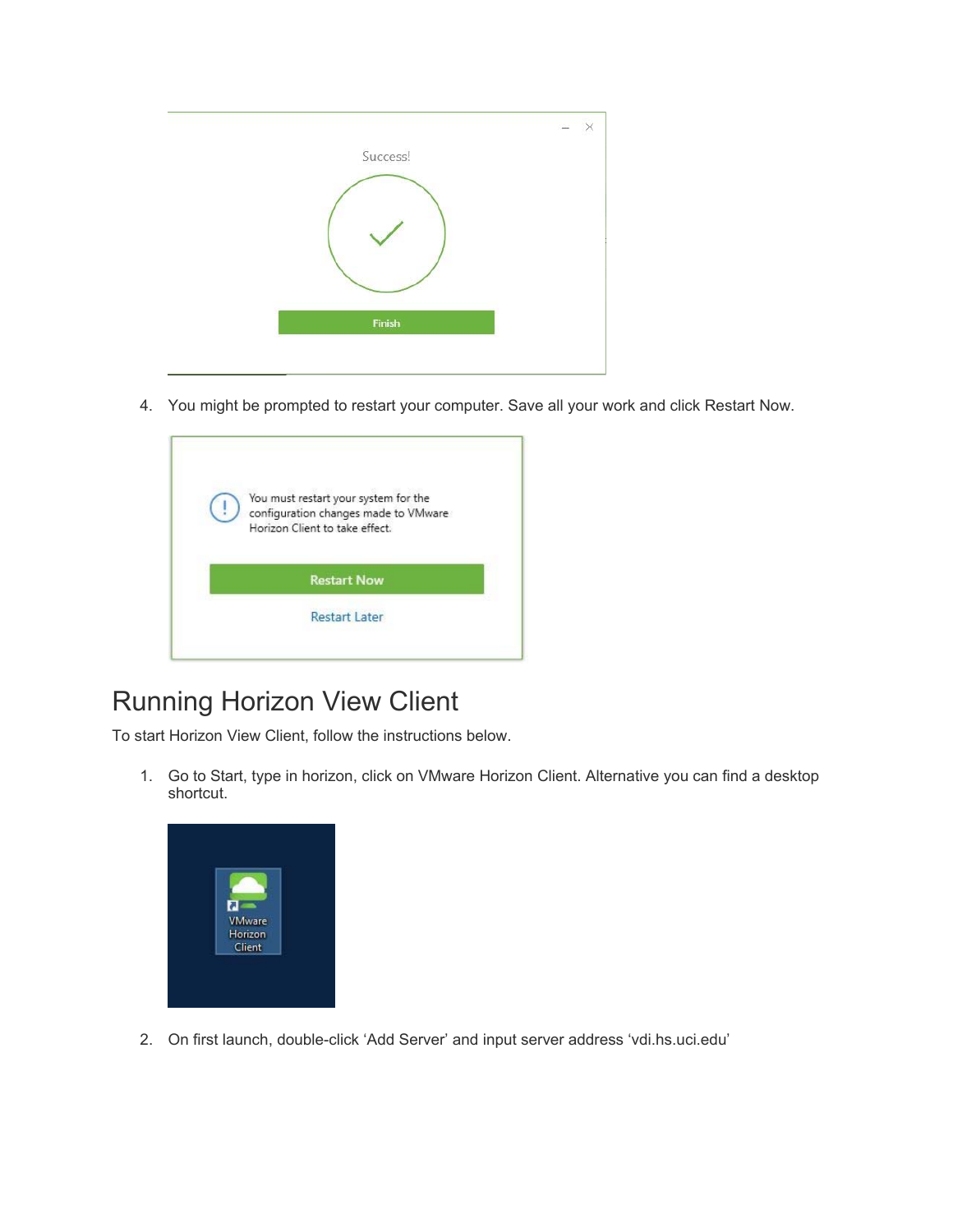4. You might be prompted to restart your computer. Save all your work and click Restart Now.

# Running Horizon View Client

To start Horizon View Client, follow the instructions below.

1. Go to Start, type in horizon, click on VMware Horizon Client. Alternative you can find a desktop shortcut.

2. On first launch, double-click ‘Add Server’ and input server address ‘vdi.hs.uci.edu’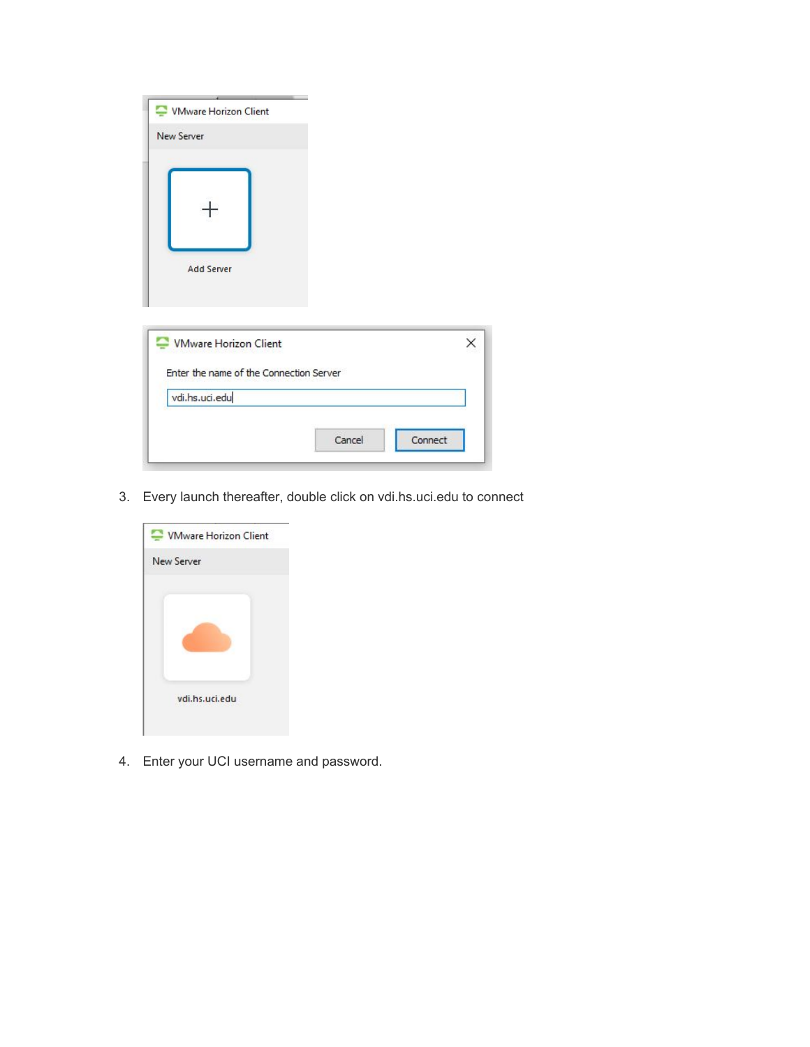3. Every launch thereafter, double click on vdi.hs.uci.edu to connect

4. Enter your UCI username and password.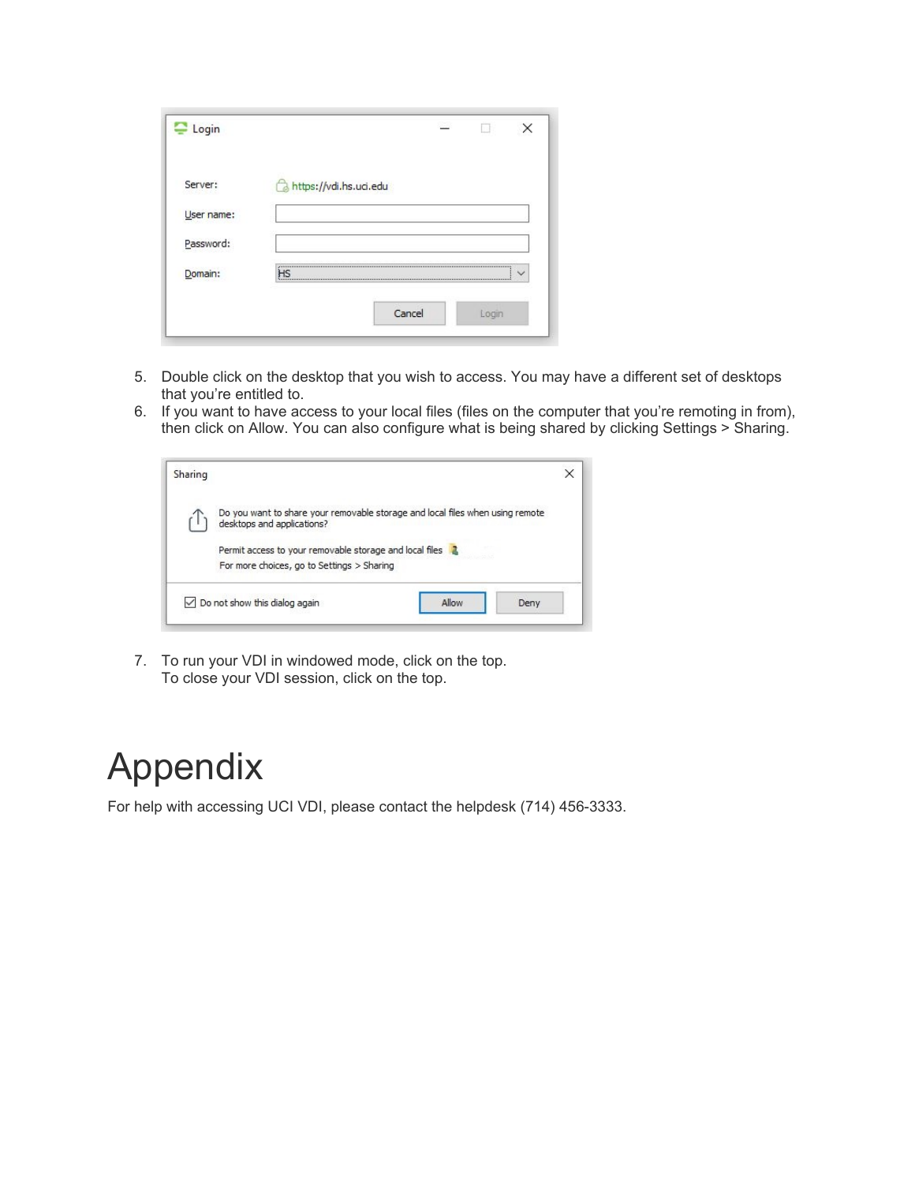5. Double click on the desktop that you wish to access. You may have a different set of desktops that you're entitled to.
6. If you want to have access to your local files (files on the computer that you're remoting in from), then click on Allow. You can also configure what is being shared by clicking Settings > Sharing.

7. To run your VDI in windowed mode, click on the top.
   To close your VDI session, click on the top.

# Appendix

For help with accessing UCI VDI, please contact the helpdesk (714) 456-3333.